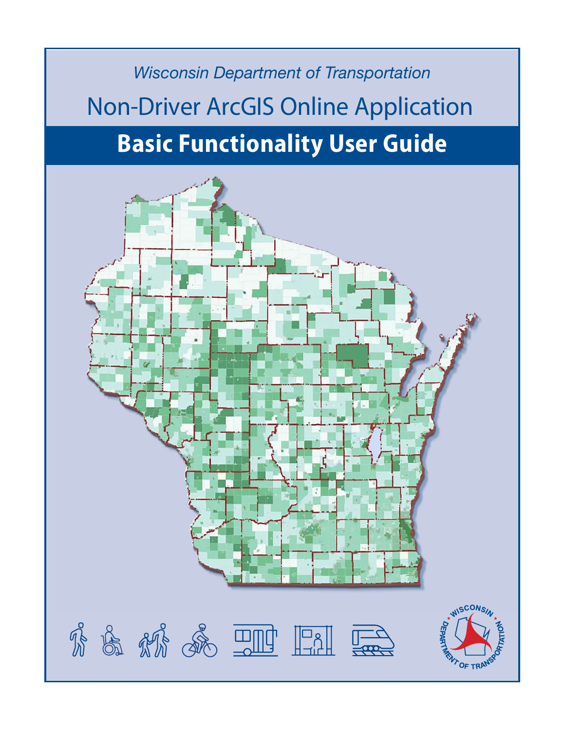*Wisconsin Department of Transportation*

# Non-Driver ArcGIS Online Application

## Basic Functionality User Guide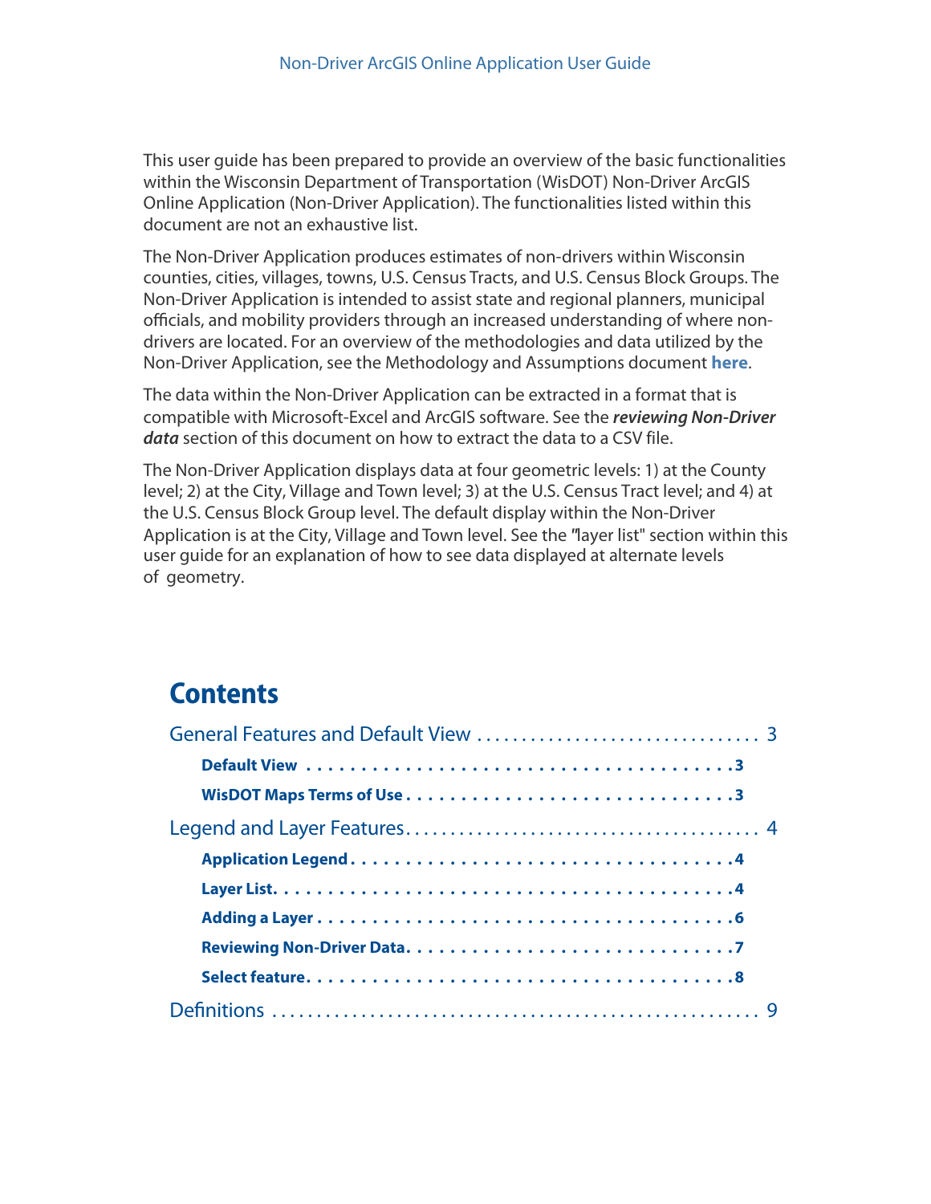This user guide has been prepared to provide an overview of the basic functionalities within the Wisconsin Department of Transportation (WisDOT) Non-Driver ArcGIS Online Application (Non-Driver Application). The functionalities listed within this document are not an exhaustive list.

The Non-Driver Application produces estimates of non-drivers within Wisconsin counties, cities, villages, towns, U.S. Census Tracts, and U.S. Census Block Groups. The Non-Driver Application is intended to assist state and regional planners, municipal officials, and mobility providers through an increased understanding of where non-drivers are located. For an overview of the methodologies and data utilized by the Non-Driver Application, see the Methodology and Assumptions document **here**.

The data within the Non-Driver Application can be extracted in a format that is compatible with Microsoft-Excel and ArcGIS software. See the ***reviewing Non-Driver data*** section of this document on how to extract the data to a CSV file.

The Non-Driver Application displays data at four geometric levels: 1) at the County level; 2) at the City, Village and Town level; 3) at the U.S. Census Tract level; and 4) at the U.S. Census Block Group level. The default display within the Non-Driver Application is at the City, Village and Town level. See the "layer list" section within this user guide for an explanation of how to see data displayed at alternate levels of geometry.

# Contents

- General Features and Default View . . . . . . . . . . 3
  - **Default View . . . . . . . . . . 3**
  - **WisDOT Maps Terms of Use . . . . . . . . . . 3**
- Legend and Layer Features . . . . . . . . . . 4
  - **Application Legend . . . . . . . . . . 4**
  - **Layer List . . . . . . . . . . 4**
  - **Adding a Layer . . . . . . . . . . 6**
  - **Reviewing Non-Driver Data . . . . . . . . . . 7**
  - **Select feature . . . . . . . . . . 8**
- Definitions . . . . . . . . . . 9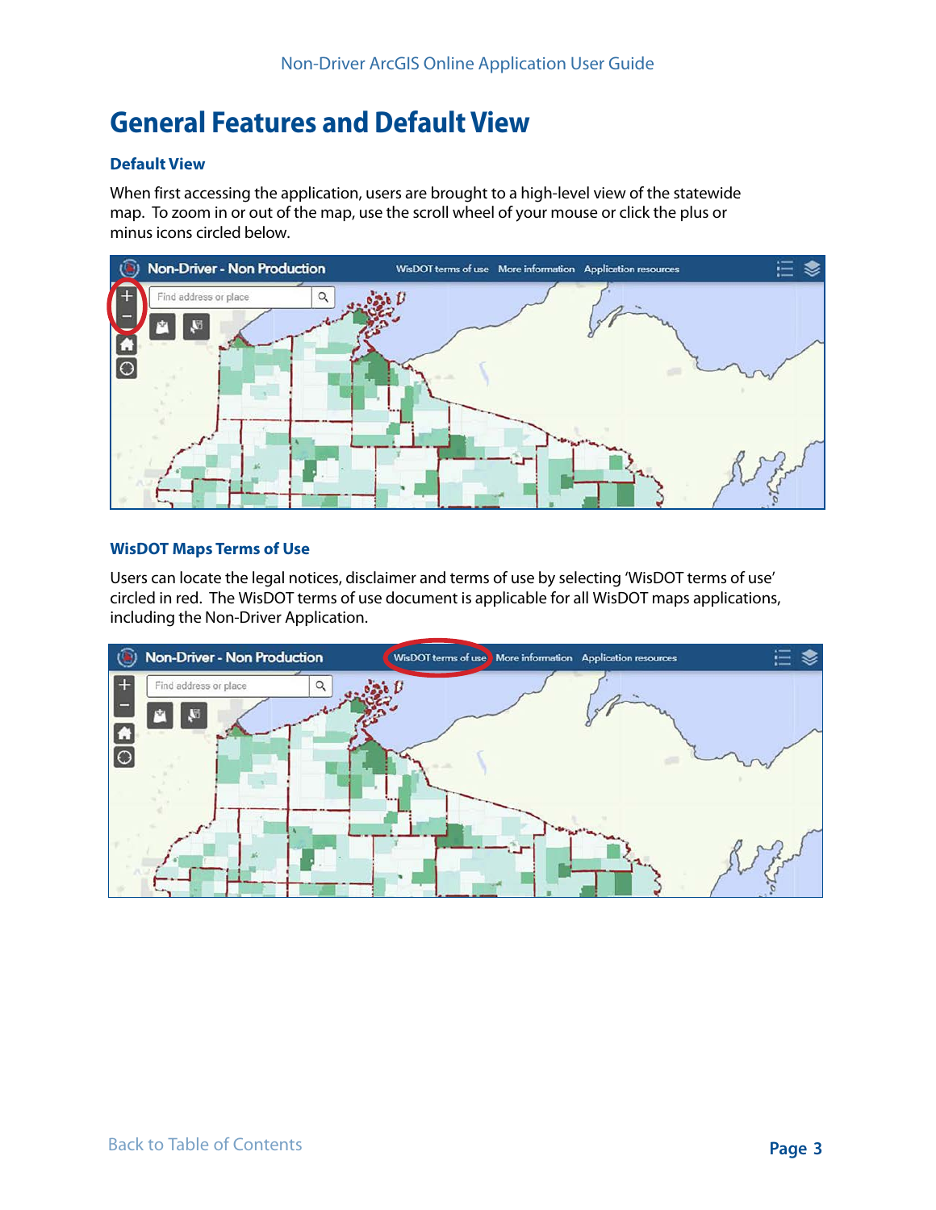# General Features and Default View

### Default View

When first accessing the application, users are brought to a high-level view of the statewide map. To zoom in or out of the map, use the scroll wheel of your mouse or click the plus or minus icons circled below.

### WisDOT Maps Terms of Use

Users can locate the legal notices, disclaimer and terms of use by selecting 'WisDOT terms of use' circled in red. The WisDOT terms of use document is applicable for all WisDOT maps applications, including the Non-Driver Application.

Back to Table of Contents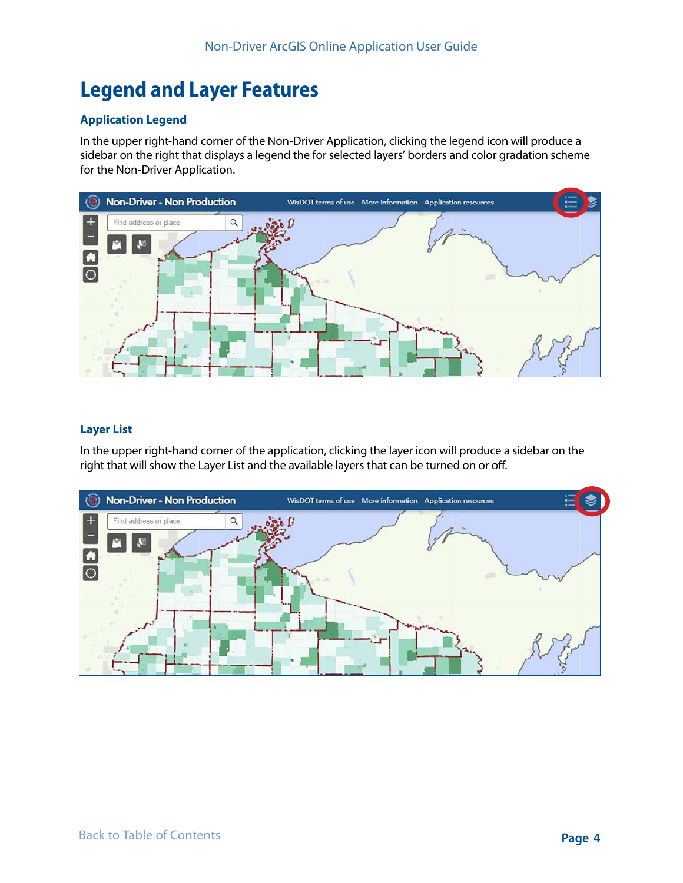# Legend and Layer Features

## Application Legend

In the upper right-hand corner of the Non-Driver Application, clicking the legend icon will produce a sidebar on the right that displays a legend the for selected layers' borders and color gradation scheme for the Non-Driver Application.

## Layer List

In the upper right-hand corner of the application, clicking the layer icon will produce a sidebar on the right that will show the Layer List and the available layers that can be turned on or off.

Back to Table of Contents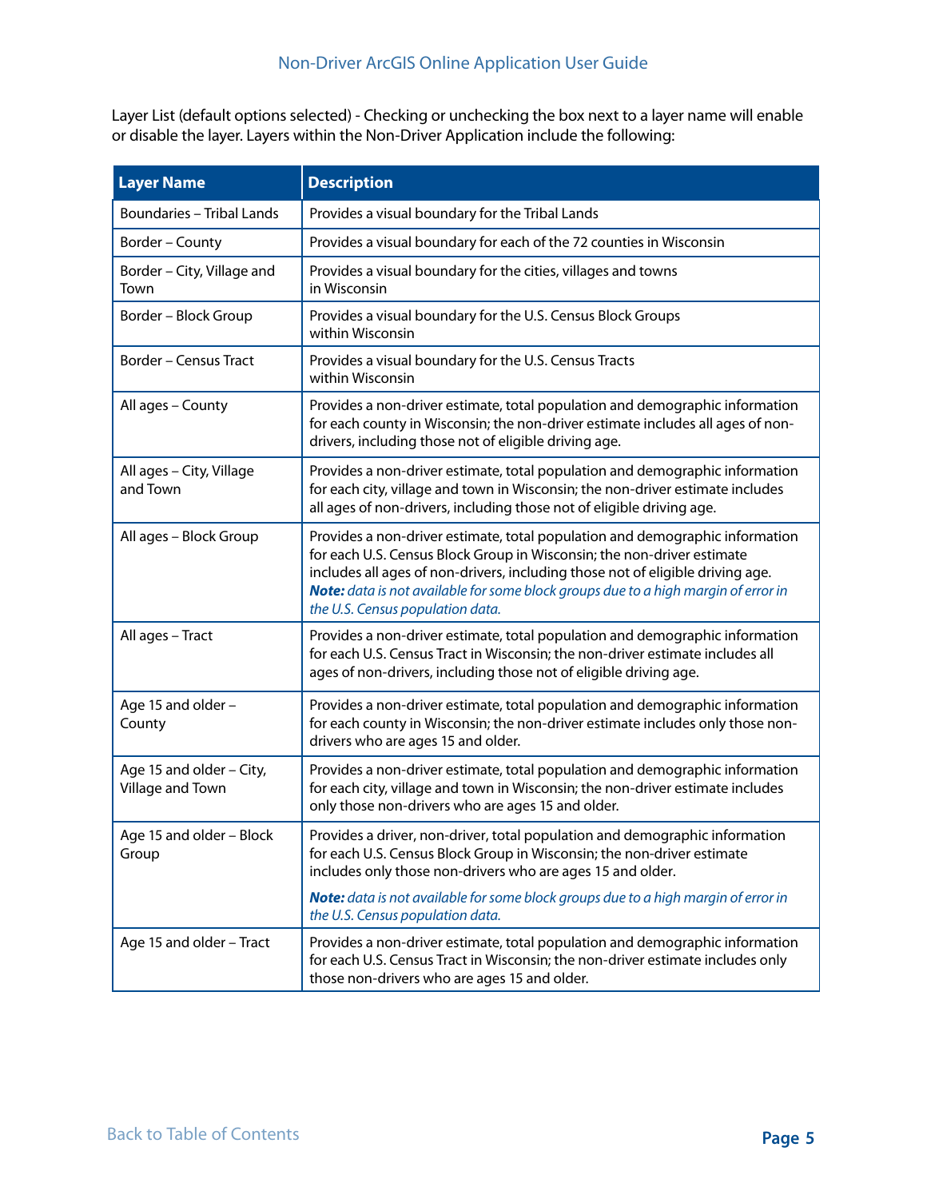Layer List (default options selected) - Checking or unchecking the box next to a layer name will enable or disable the layer. Layers within the Non-Driver Application include the following:

| Layer Name | Description |
|---|---|
| Boundaries – Tribal Lands | Provides a visual boundary for the Tribal Lands |
| Border – County | Provides a visual boundary for each of the 72 counties in Wisconsin |
| Border – City, Village and Town | Provides a visual boundary for the cities, villages and towns in Wisconsin |
| Border – Block Group | Provides a visual boundary for the U.S. Census Block Groups within Wisconsin |
| Border – Census Tract | Provides a visual boundary for the U.S. Census Tracts within Wisconsin |
| All ages – County | Provides a non-driver estimate, total population and demographic information for each county in Wisconsin; the non-driver estimate includes all ages of non-drivers, including those not of eligible driving age. |
| All ages – City, Village and Town | Provides a non-driver estimate, total population and demographic information for each city, village and town in Wisconsin; the non-driver estimate includes all ages of non-drivers, including those not of eligible driving age. |
| All ages – Block Group | Provides a non-driver estimate, total population and demographic information for each U.S. Census Block Group in Wisconsin; the non-driver estimate includes all ages of non-drivers, including those not of eligible driving age. ***Note:*** *data is not available for some block groups due to a high margin of error in the U.S. Census population data.* |
| All ages – Tract | Provides a non-driver estimate, total population and demographic information for each U.S. Census Tract in Wisconsin; the non-driver estimate includes all ages of non-drivers, including those not of eligible driving age. |
| Age 15 and older – County | Provides a non-driver estimate, total population and demographic information for each county in Wisconsin; the non-driver estimate includes only those non-drivers who are ages 15 and older. |
| Age 15 and older – City, Village and Town | Provides a non-driver estimate, total population and demographic information for each city, village and town in Wisconsin; the non-driver estimate includes only those non-drivers who are ages 15 and older. |
| Age 15 and older – Block Group | Provides a driver, non-driver, total population and demographic information for each U.S. Census Block Group in Wisconsin; the non-driver estimate includes only those non-drivers who are ages 15 and older. ***Note:*** *data is not available for some block groups due to a high margin of error in the U.S. Census population data.* |
| Age 15 and older – Tract | Provides a non-driver estimate, total population and demographic information for each U.S. Census Tract in Wisconsin; the non-driver estimate includes only those non-drivers who are ages 15 and older. |

Back to Table of Contents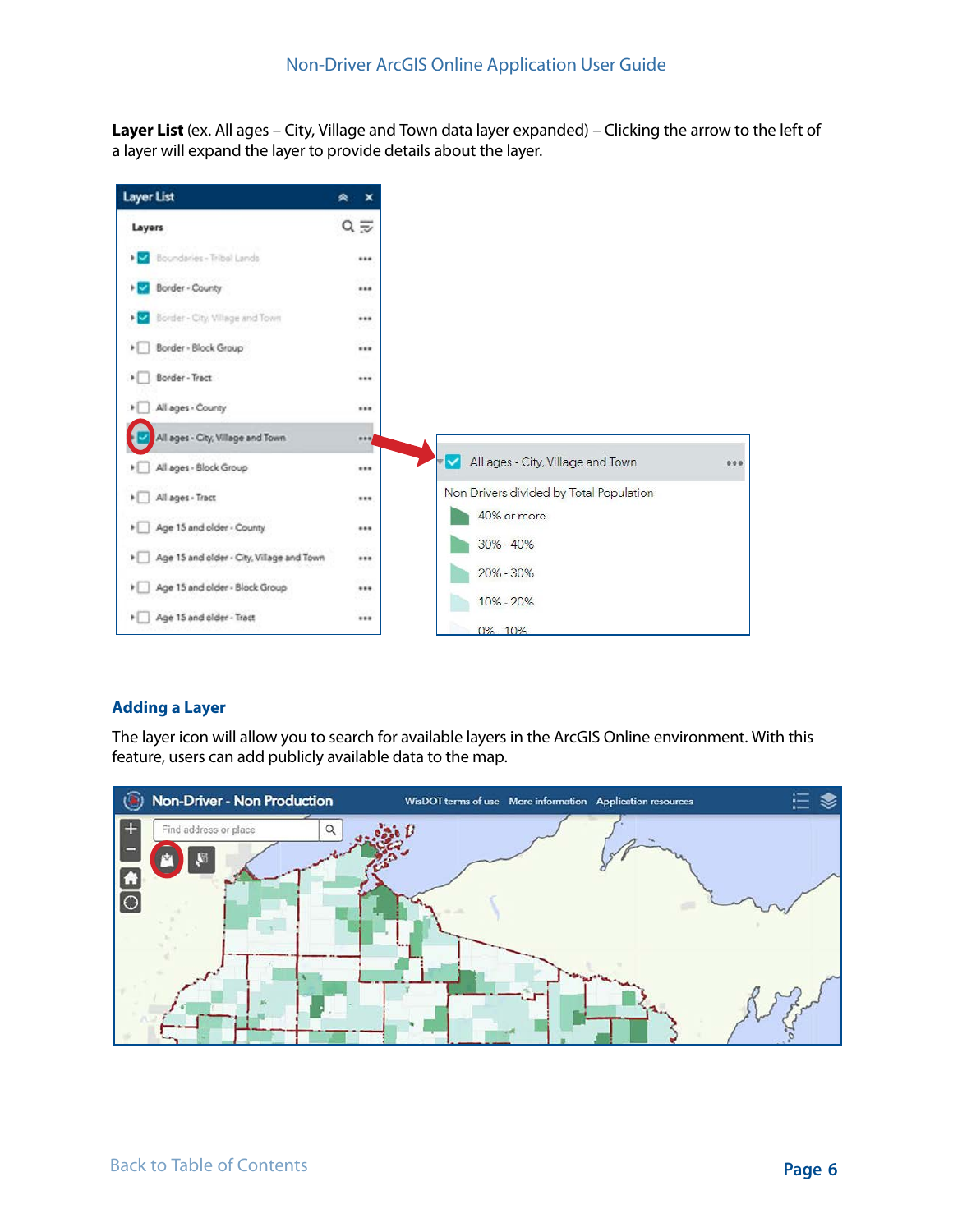**Layer List** (ex. All ages – City, Village and Town data layer expanded) – Clicking the arrow to the left of a layer will expand the layer to provide details about the layer.

## Adding a Layer

The layer icon will allow you to search for available layers in the ArcGIS Online environment. With this feature, users can add publicly available data to the map.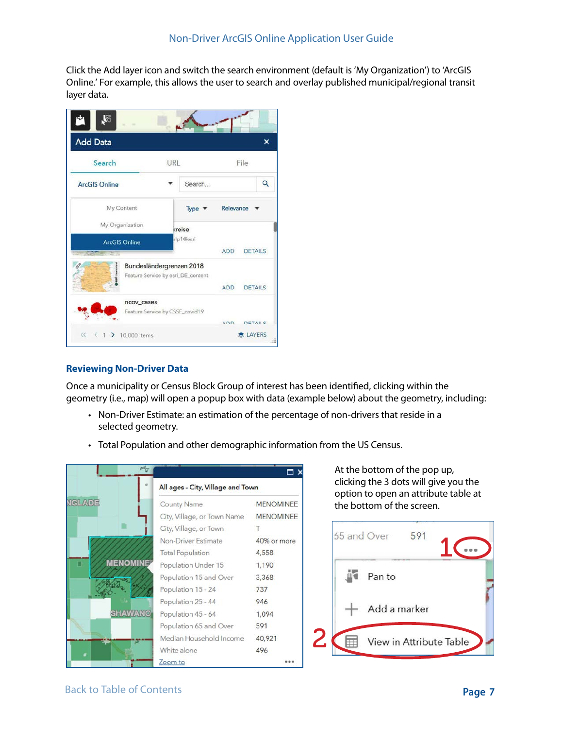Click the Add layer icon and switch the search environment (default is 'My Organization') to 'ArcGIS Online.' For example, this allows the user to search and overlay published municipal/regional transit layer data.

## Reviewing Non-Driver Data

Once a municipality or Census Block Group of interest has been identified, clicking within the geometry (i.e., map) will open a popup box with data (example below) about the geometry, including:

- Non-Driver Estimate: an estimation of the percentage of non-drivers that reside in a selected geometry.
- Total Population and other demographic information from the US Census.

At the bottom of the pop up, clicking the 3 dots will give you the option to open an attribute table at the bottom of the screen.

Back to Table of Contents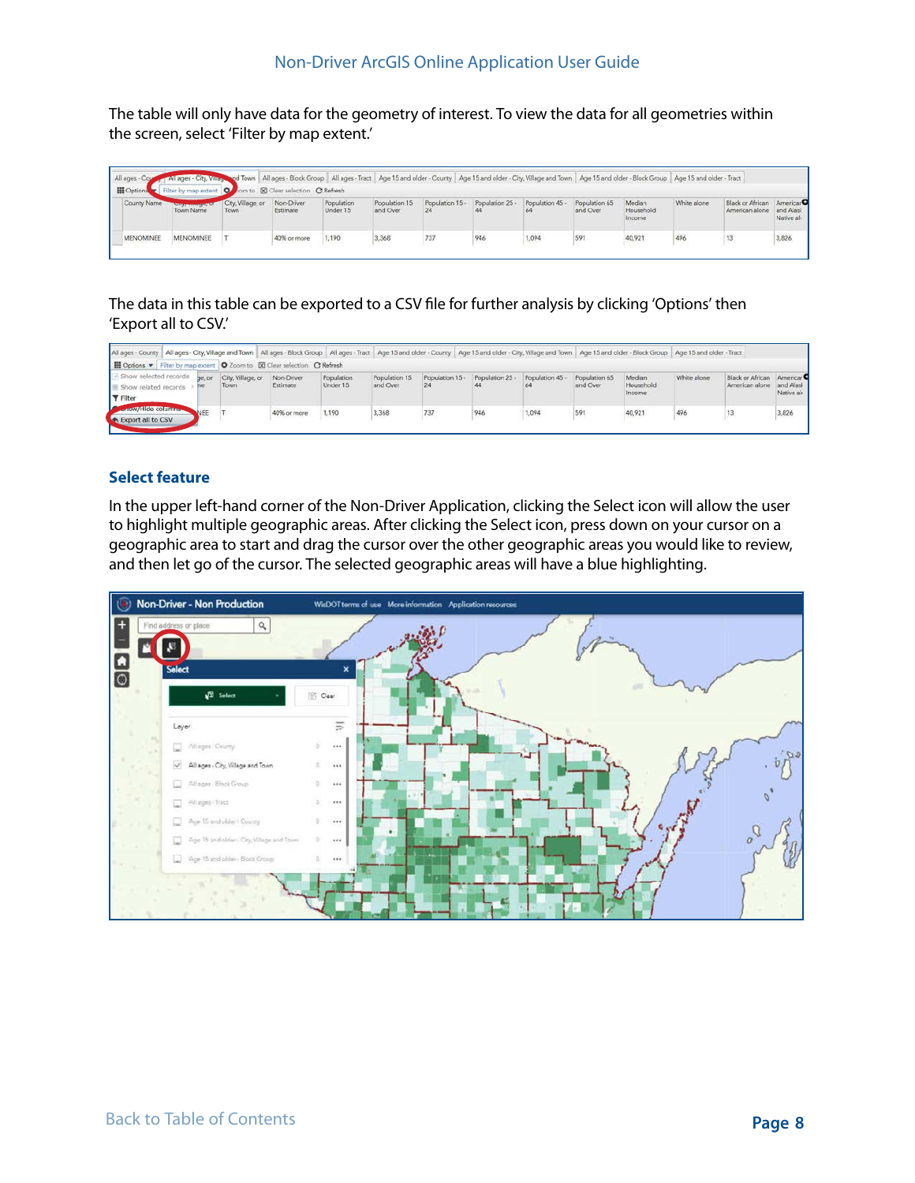The table will only have data for the geometry of interest. To view the data for all geometries within the screen, select 'Filter by map extent.'

The data in this table can be exported to a CSV file for further analysis by clicking 'Options' then 'Export all to CSV.'

### Select feature

In the upper left-hand corner of the Non-Driver Application, clicking the Select icon will allow the user to highlight multiple geographic areas. After clicking the Select icon, press down on your cursor on a geographic area to start and drag the cursor over the other geographic areas you would like to review, and then let go of the cursor. The selected geographic areas will have a blue highlighting.

Back to Table of Contents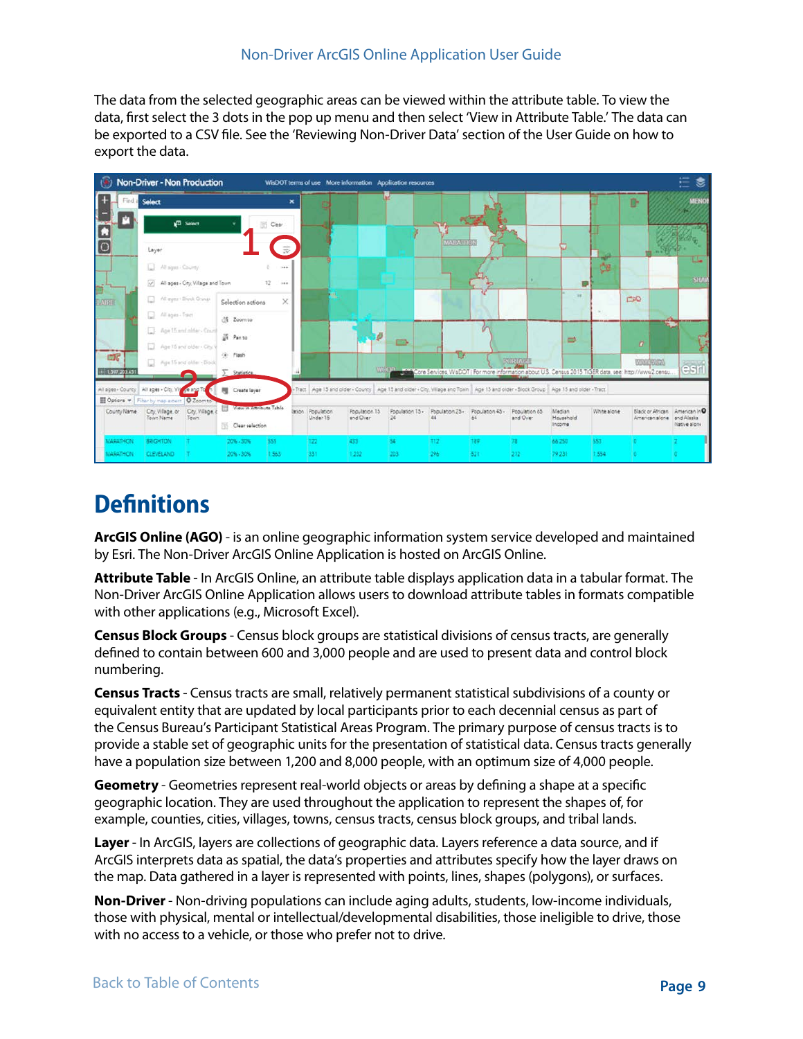The data from the selected geographic areas can be viewed within the attribute table. To view the data, first select the 3 dots in the pop up menu and then select 'View in Attribute Table.' The data can be exported to a CSV file. See the 'Reviewing Non-Driver Data' section of the User Guide on how to export the data.

# Definitions

**ArcGIS Online (AGO)** - is an online geographic information system service developed and maintained by Esri. The Non-Driver ArcGIS Online Application is hosted on ArcGIS Online.

**Attribute Table** - In ArcGIS Online, an attribute table displays application data in a tabular format. The Non-Driver ArcGIS Online Application allows users to download attribute tables in formats compatible with other applications (e.g., Microsoft Excel).

**Census Block Groups** - Census block groups are statistical divisions of census tracts, are generally defined to contain between 600 and 3,000 people and are used to present data and control block numbering.

**Census Tracts** - Census tracts are small, relatively permanent statistical subdivisions of a county or equivalent entity that are updated by local participants prior to each decennial census as part of the Census Bureau's Participant Statistical Areas Program. The primary purpose of census tracts is to provide a stable set of geographic units for the presentation of statistical data. Census tracts generally have a population size between 1,200 and 8,000 people, with an optimum size of 4,000 people.

**Geometry** - Geometries represent real-world objects or areas by defining a shape at a specific geographic location. They are used throughout the application to represent the shapes of, for example, counties, cities, villages, towns, census tracts, census block groups, and tribal lands.

**Layer** - In ArcGIS, layers are collections of geographic data. Layers reference a data source, and if ArcGIS interprets data as spatial, the data's properties and attributes specify how the layer draws on the map. Data gathered in a layer is represented with points, lines, shapes (polygons), or surfaces.

**Non-Driver** - Non-driving populations can include aging adults, students, low-income individuals, those with physical, mental or intellectual/developmental disabilities, those ineligible to drive, those with no access to a vehicle, or those who prefer not to drive.

Back to Table of Contents